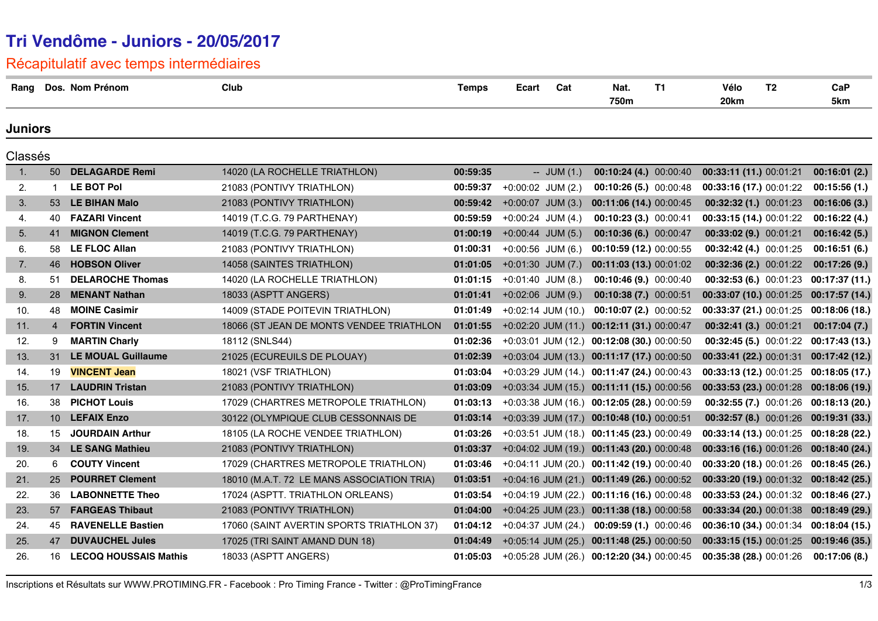# Tri Vendôme - Juniors - 20/05/2017

## Récapitulatif avec temps intermédiaires

### Juniors

Classés

| Rang | Dos. | Nom Prénom | Club | Temps | Ecart | Cat | Nat. 750m | T1 | Vélo 20km | T2 | CaP 5km |
|---|---|---|---|---|---|---|---|---|---|---|---|
| 1. | 50 | **DELAGARDE Remi** | 14020 (LA ROCHELLE TRIATHLON) | **00:59:35** | -- | JUM (1.) | **00:10:24 (4.)** | 00:00:40 | **00:33:11 (11.)** | 00:01:21 | **00:16:01 (2.)** |
| 2. | 1 | **LE BOT Pol** | 21083 (PONTIVY TRIATHLON) | **00:59:37** | +0:00:02 | JUM (2.) | **00:10:26 (5.)** | 00:00:48 | **00:33:16 (17.)** | 00:01:22 | **00:15:56 (1.)** |
| 3. | 53 | **LE BIHAN Malo** | 21083 (PONTIVY TRIATHLON) | **00:59:42** | +0:00:07 | JUM (3.) | **00:11:06 (14.)** | 00:00:45 | **00:32:32 (1.)** | 00:01:23 | **00:16:06 (3.)** |
| 4. | 40 | **FAZARI Vincent** | 14019 (T.C.G. 79 PARTHENAY) | **00:59:59** | +0:00:24 | JUM (4.) | **00:10:23 (3.)** | 00:00:41 | **00:33:15 (14.)** | 00:01:22 | **00:16:22 (4.)** |
| 5. | 41 | **MIGNON Clement** | 14019 (T.C.G. 79 PARTHENAY) | **01:00:19** | +0:00:44 | JUM (5.) | **00:10:36 (6.)** | 00:00:47 | **00:33:02 (9.)** | 00:01:21 | **00:16:42 (5.)** |
| 6. | 58 | **LE FLOC Allan** | 21083 (PONTIVY TRIATHLON) | **01:00:31** | +0:00:56 | JUM (6.) | **00:10:59 (12.)** | 00:00:55 | **00:32:42 (4.)** | 00:01:25 | **00:16:51 (6.)** |
| 7. | 46 | **HOBSON Oliver** | 14058 (SAINTES TRIATHLON) | **01:01:05** | +0:01:30 | JUM (7.) | **00:11:03 (13.)** | 00:01:02 | **00:32:36 (2.)** | 00:01:22 | **00:17:26 (9.)** |
| 8. | 51 | **DELAROCHE Thomas** | 14020 (LA ROCHELLE TRIATHLON) | **01:01:15** | +0:01:40 | JUM (8.) | **00:10:46 (9.)** | 00:00:40 | **00:32:53 (6.)** | 00:01:23 | **00:17:37 (11.)** |
| 9. | 28 | **MENANT Nathan** | 18033 (ASPTT ANGERS) | **01:01:41** | +0:02:06 | JUM (9.) | **00:10:38 (7.)** | 00:00:51 | **00:33:07 (10.)** | 00:01:25 | **00:17:57 (14.)** |
| 10. | 48 | **MOINE Casimir** | 14009 (STADE POITEVIN TRIATHLON) | **01:01:49** | +0:02:14 | JUM (10.) | **00:10:07 (2.)** | 00:00:52 | **00:33:37 (21.)** | 00:01:25 | **00:18:06 (18.)** |
| 11. | 4 | **FORTIN Vincent** | 18066 (ST JEAN DE MONTS VENDEE TRIATHLON | **01:01:55** | +0:02:20 | JUM (11.) | **00:12:11 (31.)** | 00:00:47 | **00:32:41 (3.)** | 00:01:21 | **00:17:04 (7.)** |
| 12. | 9 | **MARTIN Charly** | 18112 (SNLS44) | **01:02:36** | +0:03:01 | JUM (12.) | **00:12:08 (30.)** | 00:00:50 | **00:32:45 (5.)** | 00:01:22 | **00:17:43 (13.)** |
| 13. | 31 | **LE MOUAL Guillaume** | 21025 (ECUREUILS DE PLOUAY) | **01:02:39** | +0:03:04 | JUM (13.) | **00:11:17 (17.)** | 00:00:50 | **00:33:41 (22.)** | 00:01:31 | **00:17:42 (12.)** |
| 14. | 19 | **VINCENT Jean** | 18021 (VSF TRIATHLON) | **01:03:04** | +0:03:29 | JUM (14.) | **00:11:47 (24.)** | 00:00:43 | **00:33:13 (12.)** | 00:01:25 | **00:18:05 (17.)** |
| 15. | 17 | **LAUDRIN Tristan** | 21083 (PONTIVY TRIATHLON) | **01:03:09** | +0:03:34 | JUM (15.) | **00:11:11 (15.)** | 00:00:56 | **00:33:53 (23.)** | 00:01:28 | **00:18:06 (19.)** |
| 16. | 38 | **PICHOT Louis** | 17029 (CHARTRES METROPOLE TRIATHLON) | **01:03:13** | +0:03:38 | JUM (16.) | **00:12:05 (28.)** | 00:00:59 | **00:32:55 (7.)** | 00:01:26 | **00:18:13 (20.)** |
| 17. | 10 | **LEFAIX Enzo** | 30122 (OLYMPIQUE CLUB CESSONNAIS DE | **01:03:14** | +0:03:39 | JUM (17.) | **00:10:48 (10.)** | 00:00:51 | **00:32:57 (8.)** | 00:01:26 | **00:19:31 (33.)** |
| 18. | 15 | **JOURDAIN Arthur** | 18105 (LA ROCHE VENDEE TRIATHLON) | **01:03:26** | +0:03:51 | JUM (18.) | **00:11:45 (23.)** | 00:00:49 | **00:33:14 (13.)** | 00:01:25 | **00:18:28 (22.)** |
| 19. | 34 | **LE SANG Mathieu** | 21083 (PONTIVY TRIATHLON) | **01:03:37** | +0:04:02 | JUM (19.) | **00:11:43 (20.)** | 00:00:48 | **00:33:16 (16.)** | 00:01:26 | **00:18:40 (24.)** |
| 20. | 6 | **COUTY Vincent** | 17029 (CHARTRES METROPOLE TRIATHLON) | **01:03:46** | +0:04:11 | JUM (20.) | **00:11:42 (19.)** | 00:00:40 | **00:33:20 (18.)** | 00:01:26 | **00:18:45 (26.)** |
| 21. | 25 | **POURRET Clement** | 18010 (M.A.T. 72 LE MANS ASSOCIATION TRIA) | **01:03:51** | +0:04:16 | JUM (21.) | **00:11:49 (26.)** | 00:00:52 | **00:33:20 (19.)** | 00:01:32 | **00:18:42 (25.)** |
| 22. | 36 | **LABONNETTE Theo** | 17024 (ASPTT. TRIATHLON ORLEANS) | **01:03:54** | +0:04:19 | JUM (22.) | **00:11:16 (16.)** | 00:00:48 | **00:33:53 (24.)** | 00:01:32 | **00:18:46 (27.)** |
| 23. | 57 | **FARGEAS Thibaut** | 21083 (PONTIVY TRIATHLON) | **01:04:00** | +0:04:25 | JUM (23.) | **00:11:38 (18.)** | 00:00:58 | **00:33:34 (20.)** | 00:01:38 | **00:18:49 (29.)** |
| 24. | 45 | **RAVENELLE Bastien** | 17060 (SAINT AVERTIN SPORTS TRIATHLON 37) | **01:04:12** | +0:04:37 | JUM (24.) | **00:09:59 (1.)** | 00:00:46 | **00:36:10 (34.)** | 00:01:34 | **00:18:04 (15.)** |
| 25. | 47 | **DUVAUCHEL Jules** | 17025 (TRI SAINT AMAND DUN 18) | **01:04:49** | +0:05:14 | JUM (25.) | **00:11:48 (25.)** | 00:00:50 | **00:33:15 (15.)** | 00:01:25 | **00:19:46 (35.)** |
| 26. | 16 | **LECOQ HOUSSAIS Mathis** | 18033 (ASPTT ANGERS) | **01:05:03** | +0:05:28 | JUM (26.) | **00:12:20 (34.)** | 00:00:45 | **00:35:38 (28.)** | 00:01:26 | **00:17:06 (8.)** |

Inscriptions et Résultats sur WWW.PROTIMING.FR - Facebook : Pro Timing France - Twitter : @ProTimingFrance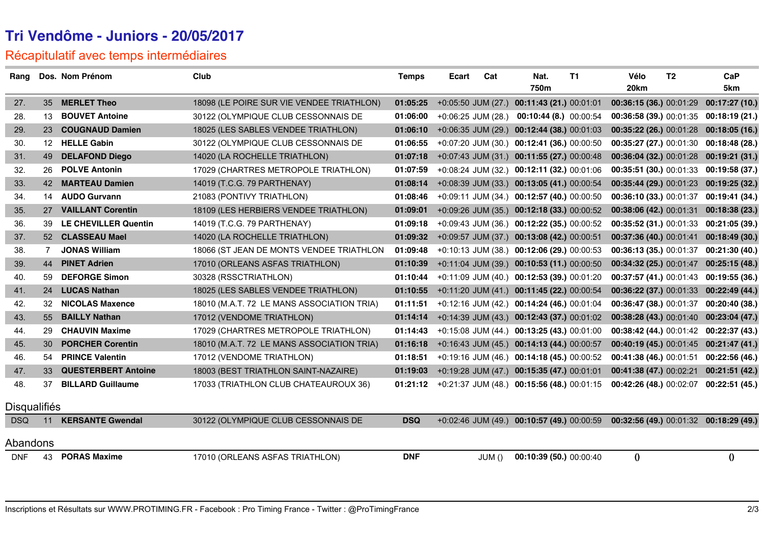# Tri Vendôme - Juniors - 20/05/2017

## Récapitulatif avec temps intermédiaires

| Rang | Dos. | Nom Prénom | Club | Temps | Ecart | Cat | Nat. 750m | T1 | Vélo 20km | T2 | CaP 5km |
|---|---|---|---|---|---|---|---|---|---|---|---|
| 27. | 35 | **MERLET Theo** | 18098 (LE POIRE SUR VIE VENDEE TRIATHLON) | **01:05:25** | +0:05:50 | JUM (27.) | **00:11:43 (21.)** | 00:01:01 | **00:36:15 (36.)** | 00:01:29 | **00:17:27 (10.)** |
| 28. | 13 | **BOUVET Antoine** | 30122 (OLYMPIQUE CLUB CESSONNAIS DE | **01:06:00** | +0:06:25 | JUM (28.) | **00:10:44 (8.)** | 00:00:54 | **00:36:58 (39.)** | 00:01:35 | **00:18:19 (21.)** |
| 29. | 23 | **COUGNAUD Damien** | 18025 (LES SABLES VENDEE TRIATHLON) | **01:06:10** | +0:06:35 | JUM (29.) | **00:12:44 (38.)** | 00:01:03 | **00:35:22 (26.)** | 00:01:28 | **00:18:05 (16.)** |
| 30. | 12 | **HELLE Gabin** | 30122 (OLYMPIQUE CLUB CESSONNAIS DE | **01:06:55** | +0:07:20 | JUM (30.) | **00:12:41 (36.)** | 00:00:50 | **00:35:27 (27.)** | 00:01:30 | **00:18:48 (28.)** |
| 31. | 49 | **DELAFOND Diego** | 14020 (LA ROCHELLE TRIATHLON) | **01:07:18** | +0:07:43 | JUM (31.) | **00:11:55 (27.)** | 00:00:48 | **00:36:04 (32.)** | 00:01:28 | **00:19:21 (31.)** |
| 32. | 26 | **POLVE Antonin** | 17029 (CHARTRES METROPOLE TRIATHLON) | **01:07:59** | +0:08:24 | JUM (32.) | **00:12:11 (32.)** | 00:01:06 | **00:35:51 (30.)** | 00:01:33 | **00:19:58 (37.)** |
| 33. | 42 | **MARTEAU Damien** | 14019 (T.C.G. 79 PARTHENAY) | **01:08:14** | +0:08:39 | JUM (33.) | **00:13:05 (41.)** | 00:00:54 | **00:35:44 (29.)** | 00:01:23 | **00:19:25 (32.)** |
| 34. | 14 | **AUDO Gurvann** | 21083 (PONTIVY TRIATHLON) | **01:08:46** | +0:09:11 | JUM (34.) | **00:12:57 (40.)** | 00:00:50 | **00:36:10 (33.)** | 00:01:37 | **00:19:41 (34.)** |
| 35. | 27 | **VAILLANT Corentin** | 18109 (LES HERBIERS VENDEE TRIATHLON) | **01:09:01** | +0:09:26 | JUM (35.) | **00:12:18 (33.)** | 00:00:52 | **00:38:06 (42.)** | 00:01:31 | **00:18:38 (23.)** |
| 36. | 39 | **LE CHEVILLER Quentin** | 14019 (T.C.G. 79 PARTHENAY) | **01:09:18** | +0:09:43 | JUM (36.) | **00:12:22 (35.)** | 00:00:52 | **00:35:52 (31.)** | 00:01:33 | **00:21:05 (39.)** |
| 37. | 52 | **CLASSEAU Mael** | 14020 (LA ROCHELLE TRIATHLON) | **01:09:32** | +0:09:57 | JUM (37.) | **00:13:08 (42.)** | 00:00:51 | **00:37:36 (40.)** | 00:01:41 | **00:18:49 (30.)** |
| 38. | 7 | **JONAS William** | 18066 (ST JEAN DE MONTS VENDEE TRIATHLON | **01:09:48** | +0:10:13 | JUM (38.) | **00:12:06 (29.)** | 00:00:53 | **00:36:13 (35.)** | 00:01:37 | **00:21:30 (40.)** |
| 39. | 44 | **PINET Adrien** | 17010 (ORLEANS ASFAS TRIATHLON) | **01:10:39** | +0:11:04 | JUM (39.) | **00:10:53 (11.)** | 00:00:50 | **00:34:32 (25.)** | 00:01:47 | **00:25:15 (48.)** |
| 40. | 59 | **DEFORGE Simon** | 30328 (RSSCTRIATHLON) | **01:10:44** | +0:11:09 | JUM (40.) | **00:12:53 (39.)** | 00:01:20 | **00:37:57 (41.)** | 00:01:43 | **00:19:55 (36.)** |
| 41. | 24 | **LUCAS Nathan** | 18025 (LES SABLES VENDEE TRIATHLON) | **01:10:55** | +0:11:20 | JUM (41.) | **00:11:45 (22.)** | 00:00:54 | **00:36:22 (37.)** | 00:01:33 | **00:22:49 (44.)** |
| 42. | 32 | **NICOLAS Maxence** | 18010 (M.A.T. 72 LE MANS ASSOCIATION TRIA) | **01:11:51** | +0:12:16 | JUM (42.) | **00:14:24 (46.)** | 00:01:04 | **00:36:47 (38.)** | 00:01:37 | **00:20:40 (38.)** |
| 43. | 55 | **BAILLY Nathan** | 17012 (VENDOME TRIATHLON) | **01:14:14** | +0:14:39 | JUM (43.) | **00:12:43 (37.)** | 00:01:02 | **00:38:28 (43.)** | 00:01:40 | **00:23:04 (47.)** |
| 44. | 29 | **CHAUVIN Maxime** | 17029 (CHARTRES METROPOLE TRIATHLON) | **01:14:43** | +0:15:08 | JUM (44.) | **00:13:25 (43.)** | 00:01:00 | **00:38:42 (44.)** | 00:01:42 | **00:22:37 (43.)** |
| 45. | 30 | **PORCHER Corentin** | 18010 (M.A.T. 72 LE MANS ASSOCIATION TRIA) | **01:16:18** | +0:16:43 | JUM (45.) | **00:14:13 (44.)** | 00:00:57 | **00:40:19 (45.)** | 00:01:45 | **00:21:47 (41.)** |
| 46. | 54 | **PRINCE Valentin** | 17012 (VENDOME TRIATHLON) | **01:18:51** | +0:19:16 | JUM (46.) | **00:14:18 (45.)** | 00:00:52 | **00:41:38 (46.)** | 00:01:51 | **00:22:56 (46.)** |
| 47. | 33 | **QUESTERBERT Antoine** | 18003 (BEST TRIATHLON SAINT-NAZAIRE) | **01:19:03** | +0:19:28 | JUM (47.) | **00:15:35 (47.)** | 00:01:01 | **00:41:38 (47.)** | 00:02:21 | **00:21:51 (42.)** |
| 48. | 37 | **BILLARD Guillaume** | 17033 (TRIATHLON CLUB CHATEAUROUX 36) | **01:21:12** | +0:21:37 | JUM (48.) | **00:15:56 (48.)** | 00:01:15 | **00:42:26 (48.)** | 00:02:07 | **00:22:51 (45.)** |

## Disqualifiés

| Rang | Dos. | Nom Prénom | Club | Temps | Ecart | Cat | Nat. 750m | T1 | Vélo 20km | T2 | CaP 5km |
|---|---|---|---|---|---|---|---|---|---|---|---|
| DSQ | 11 | **KERSANTE Gwendal** | 30122 (OLYMPIQUE CLUB CESSONNAIS DE | **DSQ** | +0:02:46 | JUM (49.) | **00:10:57 (49.)** | 00:00:59 | **00:32:56 (49.)** | 00:01:32 | **00:18:29 (49.)** |

## Abandons

| Rang | Dos. | Nom Prénom | Club | Temps | Ecart | Cat | Nat. 750m | T1 | Vélo 20km | T2 | CaP 5km |
|---|---|---|---|---|---|---|---|---|---|---|---|
| DNF | 43 | **PORAS Maxime** | 17010 (ORLEANS ASFAS TRIATHLON) | **DNF** | | JUM () | **00:10:39 (50.)** | 00:00:40 | **()** | | **()** |

Inscriptions et Résultats sur WWW.PROTIMING.FR - Facebook : Pro Timing France - Twitter : @ProTimingFrance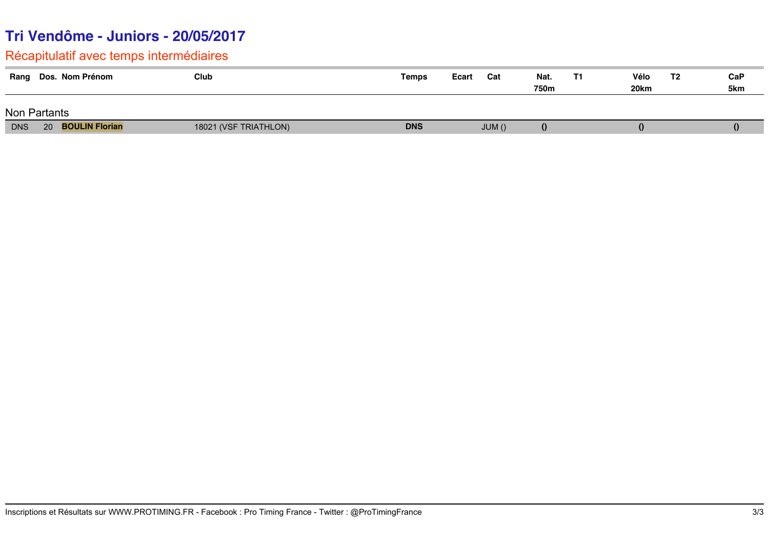# Tri Vendôme - Juniors - 20/05/2017

## Récapitulatif avec temps intermédiaires

| Rang | Dos. | Nom Prénom | Club | Temps | Ecart | Cat | Nat. 750m | T1 | Vélo 20km | T2 | CaP 5km |
|---|---|---|---|---|---|---|---|---|---|---|---|
| **Non Partants** | | | | | | | | | | | |
| DNS | 20 | **BOULIN Florian** | 18021 (VSF TRIATHLON) | **DNS** | | JUM () | **()** | | **()** | | **()** |

Inscriptions et Résultats sur WWW.PROTIMING.FR - Facebook : Pro Timing France - Twitter : @ProTimingFrance